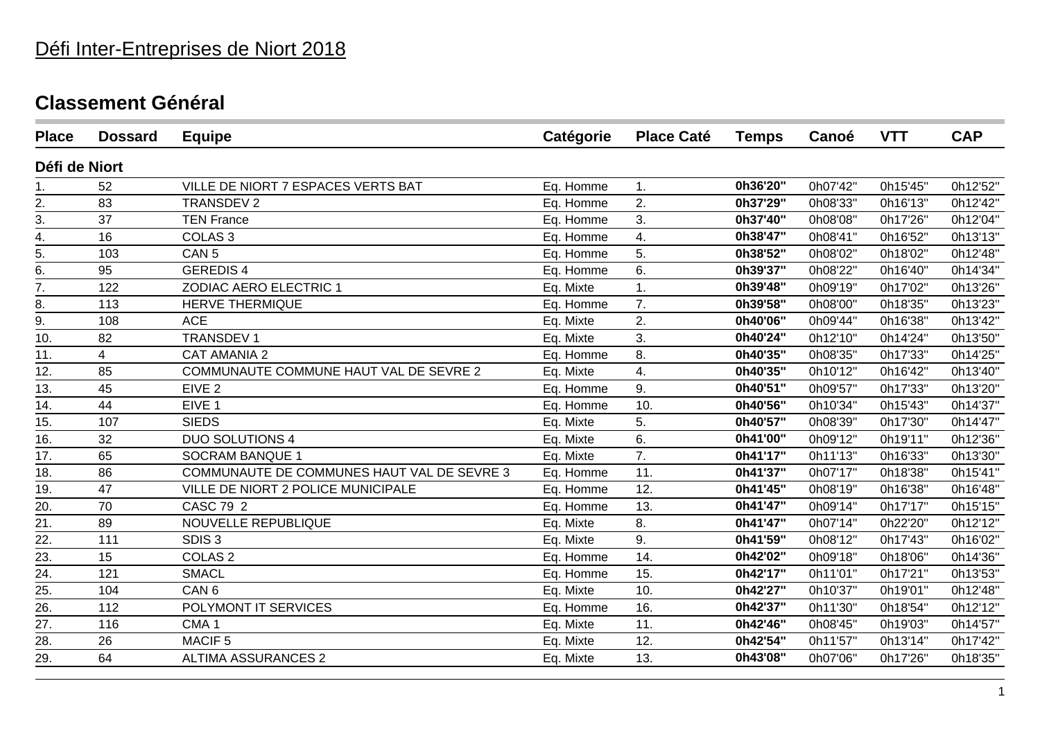# Défi Inter-Entreprises de Niort 2018

## Classement Général

| Place | Dossard | Equipe | Catégorie | Place Caté | Temps | Canoé | VTT | CAP |
|---|---|---|---|---|---|---|---|---|
| **Défi de Niort** | | | | | | | | |
| 1. | 52 | VILLE DE NIORT 7 ESPACES VERTS BAT | Eq. Homme | 1. | **0h36'20"** | 0h07'42" | 0h15'45" | 0h12'52" |
| 2. | 83 | TRANSDEV 2 | Eq. Homme | 2. | **0h37'29"** | 0h08'33" | 0h16'13" | 0h12'42" |
| 3. | 37 | TEN France | Eq. Homme | 3. | **0h37'40"** | 0h08'08" | 0h17'26" | 0h12'04" |
| 4. | 16 | COLAS 3 | Eq. Homme | 4. | **0h38'47"** | 0h08'41" | 0h16'52" | 0h13'13" |
| 5. | 103 | CAN 5 | Eq. Homme | 5. | **0h38'52"** | 0h08'02" | 0h18'02" | 0h12'48" |
| 6. | 95 | GEREDIS 4 | Eq. Homme | 6. | **0h39'37"** | 0h08'22" | 0h16'40" | 0h14'34" |
| 7. | 122 | ZODIAC AERO ELECTRIC 1 | Eq. Mixte | 1. | **0h39'48"** | 0h09'19" | 0h17'02" | 0h13'26" |
| 8. | 113 | HERVE THERMIQUE | Eq. Homme | 7. | **0h39'58"** | 0h08'00" | 0h18'35" | 0h13'23" |
| 9. | 108 | ACE | Eq. Mixte | 2. | **0h40'06"** | 0h09'44" | 0h16'38" | 0h13'42" |
| 10. | 82 | TRANSDEV 1 | Eq. Mixte | 3. | **0h40'24"** | 0h12'10" | 0h14'24" | 0h13'50" |
| 11. | 4 | CAT AMANIA 2 | Eq. Homme | 8. | **0h40'35"** | 0h08'35" | 0h17'33" | 0h14'25" |
| 12. | 85 | COMMUNAUTE COMMUNE HAUT VAL DE SEVRE 2 | Eq. Mixte | 4. | **0h40'35"** | 0h10'12" | 0h16'42" | 0h13'40" |
| 13. | 45 | EIVE 2 | Eq. Homme | 9. | **0h40'51"** | 0h09'57" | 0h17'33" | 0h13'20" |
| 14. | 44 | EIVE 1 | Eq. Homme | 10. | **0h40'56"** | 0h10'34" | 0h15'43" | 0h14'37" |
| 15. | 107 | SIEDS | Eq. Mixte | 5. | **0h40'57"** | 0h08'39" | 0h17'30" | 0h14'47" |
| 16. | 32 | DUO SOLUTIONS 4 | Eq. Mixte | 6. | **0h41'00"** | 0h09'12" | 0h19'11" | 0h12'36" |
| 17. | 65 | SOCRAM BANQUE 1 | Eq. Mixte | 7. | **0h41'17"** | 0h11'13" | 0h16'33" | 0h13'30" |
| 18. | 86 | COMMUNAUTE DE COMMUNES HAUT VAL DE SEVRE 3 | Eq. Homme | 11. | **0h41'37"** | 0h07'17" | 0h18'38" | 0h15'41" |
| 19. | 47 | VILLE DE NIORT 2 POLICE MUNICIPALE | Eq. Homme | 12. | **0h41'45"** | 0h08'19" | 0h16'38" | 0h16'48" |
| 20. | 70 | CASC 79 2 | Eq. Homme | 13. | **0h41'47"** | 0h09'14" | 0h17'17" | 0h15'15" |
| 21. | 89 | NOUVELLE REPUBLIQUE | Eq. Mixte | 8. | **0h41'47"** | 0h07'14" | 0h22'20" | 0h12'12" |
| 22. | 111 | SDIS 3 | Eq. Mixte | 9. | **0h41'59"** | 0h08'12" | 0h17'43" | 0h16'02" |
| 23. | 15 | COLAS 2 | Eq. Homme | 14. | **0h42'02"** | 0h09'18" | 0h18'06" | 0h14'36" |
| 24. | 121 | SMACL | Eq. Homme | 15. | **0h42'17"** | 0h11'01" | 0h17'21" | 0h13'53" |
| 25. | 104 | CAN 6 | Eq. Mixte | 10. | **0h42'27"** | 0h10'37" | 0h19'01" | 0h12'48" |
| 26. | 112 | POLYMONT IT SERVICES | Eq. Homme | 16. | **0h42'37"** | 0h11'30" | 0h18'54" | 0h12'12" |
| 27. | 116 | CMA 1 | Eq. Mixte | 11. | **0h42'46"** | 0h08'45" | 0h19'03" | 0h14'57" |
| 28. | 26 | MACIF 5 | Eq. Mixte | 12. | **0h42'54"** | 0h11'57" | 0h13'14" | 0h17'42" |
| 29. | 64 | ALTIMA ASSURANCES 2 | Eq. Mixte | 13. | **0h43'08"** | 0h07'06" | 0h17'26" | 0h18'35" |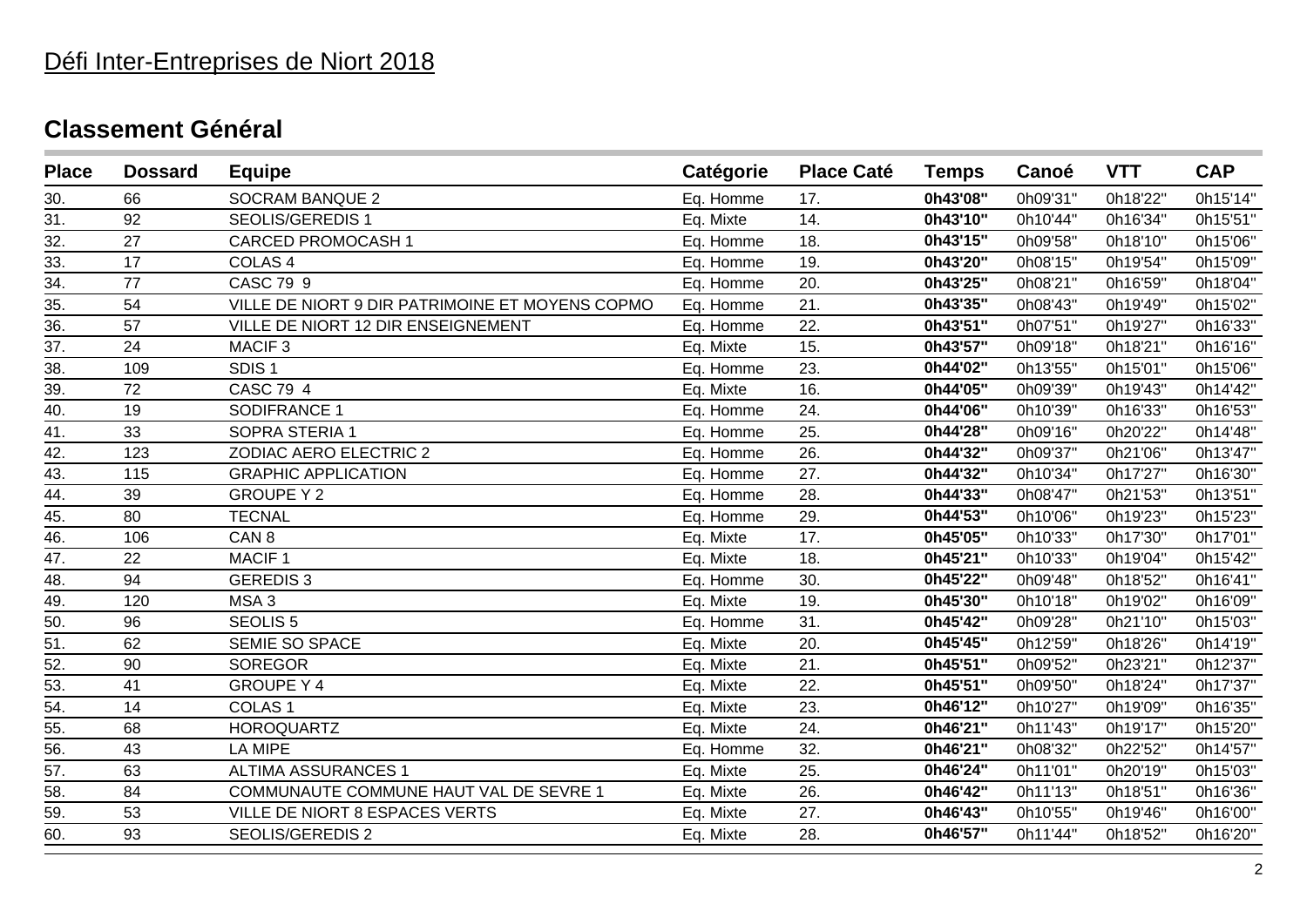# Défi Inter-Entreprises de Niort 2018

## Classement Général

| Place | Dossard | Equipe | Catégorie | Place Caté | Temps | Canoé | VTT | CAP |
|---|---|---|---|---|---|---|---|---|
| 30. | 66 | SOCRAM BANQUE 2 | Eq. Homme | 17. | **0h43'08"** | 0h09'31" | 0h18'22" | 0h15'14" |
| 31. | 92 | SEOLIS/GEREDIS 1 | Eq. Mixte | 14. | **0h43'10"** | 0h10'44" | 0h16'34" | 0h15'51" |
| 32. | 27 | CARCED PROMOCASH 1 | Eq. Homme | 18. | **0h43'15"** | 0h09'58" | 0h18'10" | 0h15'06" |
| 33. | 17 | COLAS 4 | Eq. Homme | 19. | **0h43'20"** | 0h08'15" | 0h19'54" | 0h15'09" |
| 34. | 77 | CASC 79 9 | Eq. Homme | 20. | **0h43'25"** | 0h08'21" | 0h16'59" | 0h18'04" |
| 35. | 54 | VILLE DE NIORT 9 DIR PATRIMOINE ET MOYENS COPMO | Eq. Homme | 21. | **0h43'35"** | 0h08'43" | 0h19'49" | 0h15'02" |
| 36. | 57 | VILLE DE NIORT 12 DIR ENSEIGNEMENT | Eq. Homme | 22. | **0h43'51"** | 0h07'51" | 0h19'27" | 0h16'33" |
| 37. | 24 | MACIF 3 | Eq. Mixte | 15. | **0h43'57"** | 0h09'18" | 0h18'21" | 0h16'16" |
| 38. | 109 | SDIS 1 | Eq. Homme | 23. | **0h44'02"** | 0h13'55" | 0h15'01" | 0h15'06" |
| 39. | 72 | CASC 79 4 | Eq. Mixte | 16. | **0h44'05"** | 0h09'39" | 0h19'43" | 0h14'42" |
| 40. | 19 | SODIFRANCE 1 | Eq. Homme | 24. | **0h44'06"** | 0h10'39" | 0h16'33" | 0h16'53" |
| 41. | 33 | SOPRA STERIA 1 | Eq. Homme | 25. | **0h44'28"** | 0h09'16" | 0h20'22" | 0h14'48" |
| 42. | 123 | ZODIAC AERO ELECTRIC 2 | Eq. Homme | 26. | **0h44'32"** | 0h09'37" | 0h21'06" | 0h13'47" |
| 43. | 115 | GRAPHIC APPLICATION | Eq. Homme | 27. | **0h44'32"** | 0h10'34" | 0h17'27" | 0h16'30" |
| 44. | 39 | GROUPE Y 2 | Eq. Homme | 28. | **0h44'33"** | 0h08'47" | 0h21'53" | 0h13'51" |
| 45. | 80 | TECNAL | Eq. Homme | 29. | **0h44'53"** | 0h10'06" | 0h19'23" | 0h15'23" |
| 46. | 106 | CAN 8 | Eq. Mixte | 17. | **0h45'05"** | 0h10'33" | 0h17'30" | 0h17'01" |
| 47. | 22 | MACIF 1 | Eq. Mixte | 18. | **0h45'21"** | 0h10'33" | 0h19'04" | 0h15'42" |
| 48. | 94 | GEREDIS 3 | Eq. Homme | 30. | **0h45'22"** | 0h09'48" | 0h18'52" | 0h16'41" |
| 49. | 120 | MSA 3 | Eq. Mixte | 19. | **0h45'30"** | 0h10'18" | 0h19'02" | 0h16'09" |
| 50. | 96 | SEOLIS 5 | Eq. Homme | 31. | **0h45'42"** | 0h09'28" | 0h21'10" | 0h15'03" |
| 51. | 62 | SEMIE SO SPACE | Eq. Mixte | 20. | **0h45'45"** | 0h12'59" | 0h18'26" | 0h14'19" |
| 52. | 90 | SOREGOR | Eq. Mixte | 21. | **0h45'51"** | 0h09'52" | 0h23'21" | 0h12'37" |
| 53. | 41 | GROUPE Y 4 | Eq. Mixte | 22. | **0h45'51"** | 0h09'50" | 0h18'24" | 0h17'37" |
| 54. | 14 | COLAS 1 | Eq. Mixte | 23. | **0h46'12"** | 0h10'27" | 0h19'09" | 0h16'35" |
| 55. | 68 | HOROQUARTZ | Eq. Mixte | 24. | **0h46'21"** | 0h11'43" | 0h19'17" | 0h15'20" |
| 56. | 43 | LA MIPE | Eq. Homme | 32. | **0h46'21"** | 0h08'32" | 0h22'52" | 0h14'57" |
| 57. | 63 | ALTIMA ASSURANCES 1 | Eq. Mixte | 25. | **0h46'24"** | 0h11'01" | 0h20'19" | 0h15'03" |
| 58. | 84 | COMMUNAUTE COMMUNE HAUT VAL DE SEVRE 1 | Eq. Mixte | 26. | **0h46'42"** | 0h11'13" | 0h18'51" | 0h16'36" |
| 59. | 53 | VILLE DE NIORT 8 ESPACES VERTS | Eq. Mixte | 27. | **0h46'43"** | 0h10'55" | 0h19'46" | 0h16'00" |
| 60. | 93 | SEOLIS/GEREDIS 2 | Eq. Mixte | 28. | **0h46'57"** | 0h11'44" | 0h18'52" | 0h16'20" |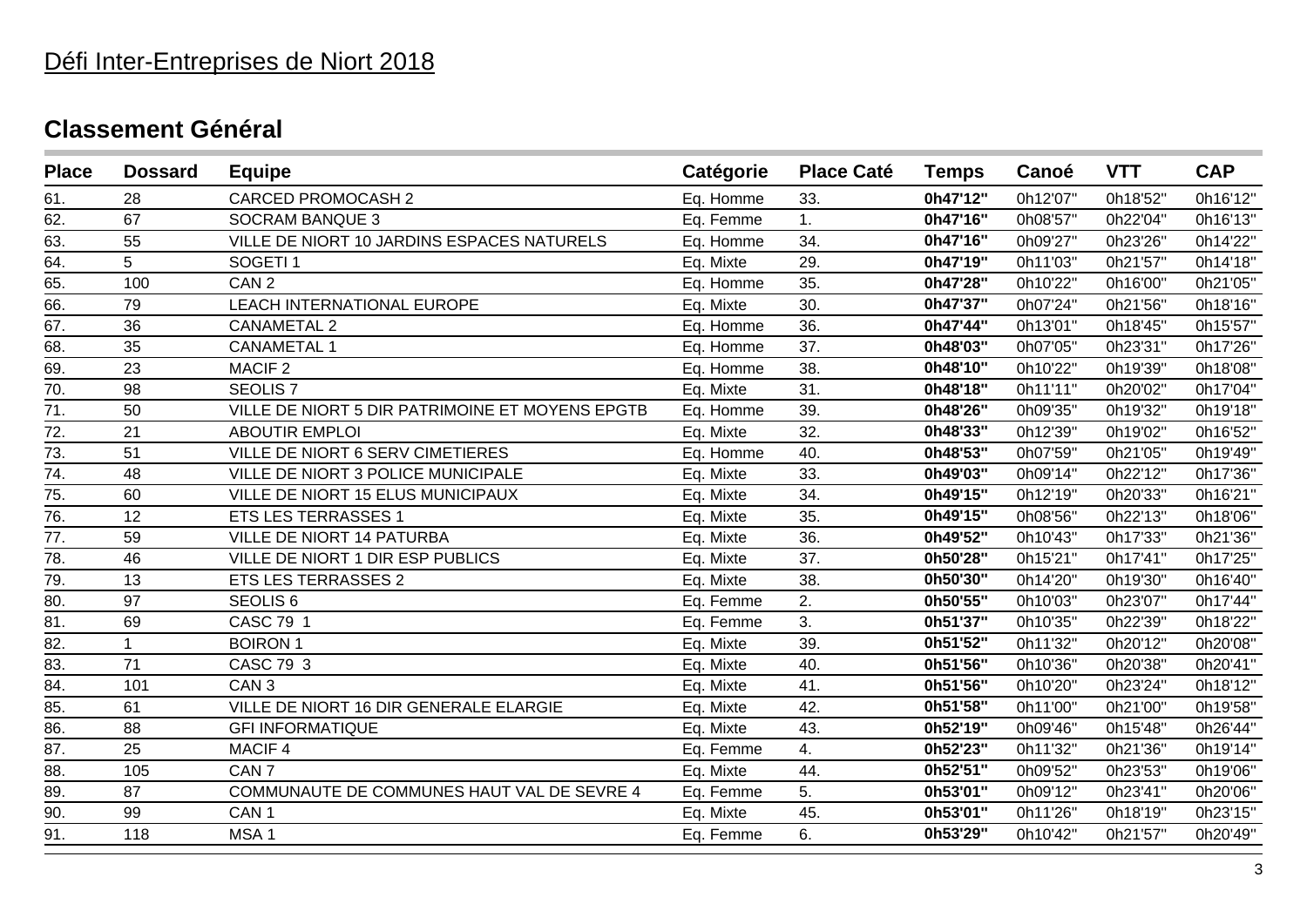# Défi Inter-Entreprises de Niort 2018

## Classement Général

| Place | Dossard | Equipe | Catégorie | Place Caté | Temps | Canoé | VTT | CAP |
|---|---|---|---|---|---|---|---|---|
| 61. | 28 | CARCED PROMOCASH 2 | Eq. Homme | 33. | **0h47'12"** | 0h12'07" | 0h18'52" | 0h16'12" |
| 62. | 67 | SOCRAM BANQUE 3 | Eq. Femme | 1. | **0h47'16"** | 0h08'57" | 0h22'04" | 0h16'13" |
| 63. | 55 | VILLE DE NIORT 10 JARDINS ESPACES NATURELS | Eq. Homme | 34. | **0h47'16"** | 0h09'27" | 0h23'26" | 0h14'22" |
| 64. | 5 | SOGETI 1 | Eq. Mixte | 29. | **0h47'19"** | 0h11'03" | 0h21'57" | 0h14'18" |
| 65. | 100 | CAN 2 | Eq. Homme | 35. | **0h47'28"** | 0h10'22" | 0h16'00" | 0h21'05" |
| 66. | 79 | LEACH INTERNATIONAL EUROPE | Eq. Mixte | 30. | **0h47'37"** | 0h07'24" | 0h21'56" | 0h18'16" |
| 67. | 36 | CANAMETAL 2 | Eq. Homme | 36. | **0h47'44"** | 0h13'01" | 0h18'45" | 0h15'57" |
| 68. | 35 | CANAMETAL 1 | Eq. Homme | 37. | **0h48'03"** | 0h07'05" | 0h23'31" | 0h17'26" |
| 69. | 23 | MACIF 2 | Eq. Homme | 38. | **0h48'10"** | 0h10'22" | 0h19'39" | 0h18'08" |
| 70. | 98 | SEOLIS 7 | Eq. Mixte | 31. | **0h48'18"** | 0h11'11" | 0h20'02" | 0h17'04" |
| 71. | 50 | VILLE DE NIORT 5 DIR PATRIMOINE ET MOYENS EPGTB | Eq. Homme | 39. | **0h48'26"** | 0h09'35" | 0h19'32" | 0h19'18" |
| 72. | 21 | ABOUTIR EMPLOI | Eq. Mixte | 32. | **0h48'33"** | 0h12'39" | 0h19'02" | 0h16'52" |
| 73. | 51 | VILLE DE NIORT 6 SERV CIMETIERES | Eq. Homme | 40. | **0h48'53"** | 0h07'59" | 0h21'05" | 0h19'49" |
| 74. | 48 | VILLE DE NIORT 3 POLICE MUNICIPALE | Eq. Mixte | 33. | **0h49'03"** | 0h09'14" | 0h22'12" | 0h17'36" |
| 75. | 60 | VILLE DE NIORT 15 ELUS MUNICIPAUX | Eq. Mixte | 34. | **0h49'15"** | 0h12'19" | 0h20'33" | 0h16'21" |
| 76. | 12 | ETS LES TERRASSES 1 | Eq. Mixte | 35. | **0h49'15"** | 0h08'56" | 0h22'13" | 0h18'06" |
| 77. | 59 | VILLE DE NIORT 14 PATURBA | Eq. Mixte | 36. | **0h49'52"** | 0h10'43" | 0h17'33" | 0h21'36" |
| 78. | 46 | VILLE DE NIORT 1 DIR ESP PUBLICS | Eq. Mixte | 37. | **0h50'28"** | 0h15'21" | 0h17'41" | 0h17'25" |
| 79. | 13 | ETS LES TERRASSES 2 | Eq. Mixte | 38. | **0h50'30"** | 0h14'20" | 0h19'30" | 0h16'40" |
| 80. | 97 | SEOLIS 6 | Eq. Femme | 2. | **0h50'55"** | 0h10'03" | 0h23'07" | 0h17'44" |
| 81. | 69 | CASC 79 1 | Eq. Femme | 3. | **0h51'37"** | 0h10'35" | 0h22'39" | 0h18'22" |
| 82. | 1 | BOIRON 1 | Eq. Mixte | 39. | **0h51'52"** | 0h11'32" | 0h20'12" | 0h20'08" |
| 83. | 71 | CASC 79 3 | Eq. Mixte | 40. | **0h51'56"** | 0h10'36" | 0h20'38" | 0h20'41" |
| 84. | 101 | CAN 3 | Eq. Mixte | 41. | **0h51'56"** | 0h10'20" | 0h23'24" | 0h18'12" |
| 85. | 61 | VILLE DE NIORT 16 DIR GENERALE ELARGIE | Eq. Mixte | 42. | **0h51'58"** | 0h11'00" | 0h21'00" | 0h19'58" |
| 86. | 88 | GFI INFORMATIQUE | Eq. Mixte | 43. | **0h52'19"** | 0h09'46" | 0h15'48" | 0h26'44" |
| 87. | 25 | MACIF 4 | Eq. Femme | 4. | **0h52'23"** | 0h11'32" | 0h21'36" | 0h19'14" |
| 88. | 105 | CAN 7 | Eq. Mixte | 44. | **0h52'51"** | 0h09'52" | 0h23'53" | 0h19'06" |
| 89. | 87 | COMMUNAUTE DE COMMUNES HAUT VAL DE SEVRE 4 | Eq. Femme | 5. | **0h53'01"** | 0h09'12" | 0h23'41" | 0h20'06" |
| 90. | 99 | CAN 1 | Eq. Mixte | 45. | **0h53'01"** | 0h11'26" | 0h18'19" | 0h23'15" |
| 91. | 118 | MSA 1 | Eq. Femme | 6. | **0h53'29"** | 0h10'42" | 0h21'57" | 0h20'49" |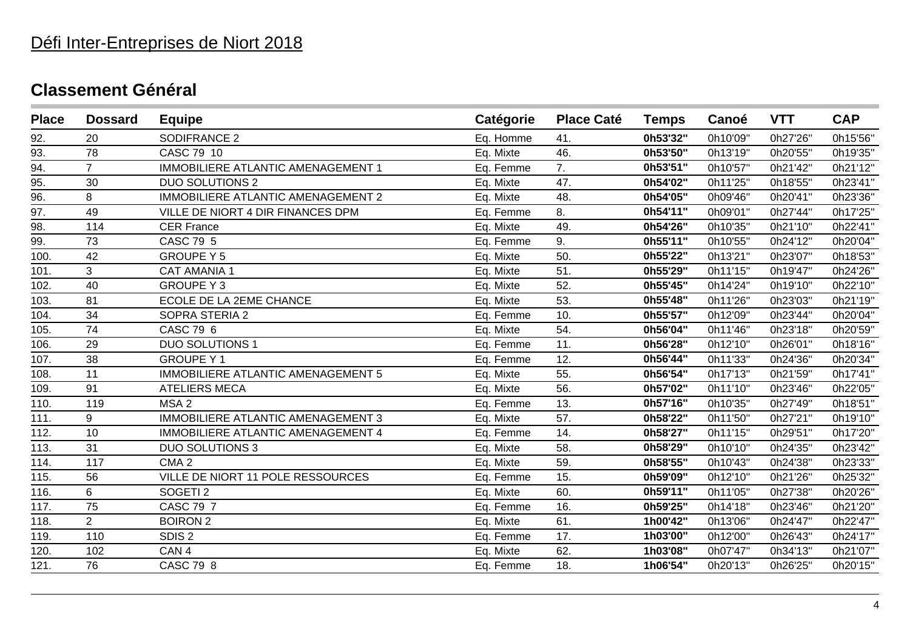Défi Inter-Entreprises de Niort 2018

## Classement Général

| Place | Dossard | Equipe | Catégorie | Place Caté | Temps | Canoé | VTT | CAP |
|---|---|---|---|---|---|---|---|---|
| 92. | 20 | SODIFRANCE 2 | Eq. Homme | 41. | **0h53'32"** | 0h10'09" | 0h27'26" | 0h15'56" |
| 93. | 78 | CASC 79 10 | Eq. Mixte | 46. | **0h53'50"** | 0h13'19" | 0h20'55" | 0h19'35" |
| 94. | 7 | IMMOBILIERE ATLANTIC AMENAGEMENT 1 | Eq. Femme | 7. | **0h53'51"** | 0h10'57" | 0h21'42" | 0h21'12" |
| 95. | 30 | DUO SOLUTIONS 2 | Eq. Mixte | 47. | **0h54'02"** | 0h11'25" | 0h18'55" | 0h23'41" |
| 96. | 8 | IMMOBILIERE ATLANTIC AMENAGEMENT 2 | Eq. Mixte | 48. | **0h54'05"** | 0h09'46" | 0h20'41" | 0h23'36" |
| 97. | 49 | VILLE DE NIORT 4 DIR FINANCES DPM | Eq. Femme | 8. | **0h54'11"** | 0h09'01" | 0h27'44" | 0h17'25" |
| 98. | 114 | CER France | Eq. Mixte | 49. | **0h54'26"** | 0h10'35" | 0h21'10" | 0h22'41" |
| 99. | 73 | CASC 79 5 | Eq. Femme | 9. | **0h55'11"** | 0h10'55" | 0h24'12" | 0h20'04" |
| 100. | 42 | GROUPE Y 5 | Eq. Mixte | 50. | **0h55'22"** | 0h13'21" | 0h23'07" | 0h18'53" |
| 101. | 3 | CAT AMANIA 1 | Eq. Mixte | 51. | **0h55'29"** | 0h11'15" | 0h19'47" | 0h24'26" |
| 102. | 40 | GROUPE Y 3 | Eq. Mixte | 52. | **0h55'45"** | 0h14'24" | 0h19'10" | 0h22'10" |
| 103. | 81 | ECOLE DE LA 2EME CHANCE | Eq. Mixte | 53. | **0h55'48"** | 0h11'26" | 0h23'03" | 0h21'19" |
| 104. | 34 | SOPRA STERIA 2 | Eq. Femme | 10. | **0h55'57"** | 0h12'09" | 0h23'44" | 0h20'04" |
| 105. | 74 | CASC 79 6 | Eq. Mixte | 54. | **0h56'04"** | 0h11'46" | 0h23'18" | 0h20'59" |
| 106. | 29 | DUO SOLUTIONS 1 | Eq. Femme | 11. | **0h56'28"** | 0h12'10" | 0h26'01" | 0h18'16" |
| 107. | 38 | GROUPE Y 1 | Eq. Femme | 12. | **0h56'44"** | 0h11'33" | 0h24'36" | 0h20'34" |
| 108. | 11 | IMMOBILIERE ATLANTIC AMENAGEMENT 5 | Eq. Mixte | 55. | **0h56'54"** | 0h17'13" | 0h21'59" | 0h17'41" |
| 109. | 91 | ATELIERS MECA | Eq. Mixte | 56. | **0h57'02"** | 0h11'10" | 0h23'46" | 0h22'05" |
| 110. | 119 | MSA 2 | Eq. Femme | 13. | **0h57'16"** | 0h10'35" | 0h27'49" | 0h18'51" |
| 111. | 9 | IMMOBILIERE ATLANTIC AMENAGEMENT 3 | Eq. Mixte | 57. | **0h58'22"** | 0h11'50" | 0h27'21" | 0h19'10" |
| 112. | 10 | IMMOBILIERE ATLANTIC AMENAGEMENT 4 | Eq. Femme | 14. | **0h58'27"** | 0h11'15" | 0h29'51" | 0h17'20" |
| 113. | 31 | DUO SOLUTIONS 3 | Eq. Mixte | 58. | **0h58'29"** | 0h10'10" | 0h24'35" | 0h23'42" |
| 114. | 117 | CMA 2 | Eq. Mixte | 59. | **0h58'55"** | 0h10'43" | 0h24'38" | 0h23'33" |
| 115. | 56 | VILLE DE NIORT 11 POLE RESSOURCES | Eq. Femme | 15. | **0h59'09"** | 0h12'10" | 0h21'26" | 0h25'32" |
| 116. | 6 | SOGETI 2 | Eq. Mixte | 60. | **0h59'11"** | 0h11'05" | 0h27'38" | 0h20'26" |
| 117. | 75 | CASC 79 7 | Eq. Femme | 16. | **0h59'25"** | 0h14'18" | 0h23'46" | 0h21'20" |
| 118. | 2 | BOIRON 2 | Eq. Mixte | 61. | **1h00'42"** | 0h13'06" | 0h24'47" | 0h22'47" |
| 119. | 110 | SDIS 2 | Eq. Femme | 17. | **1h03'00"** | 0h12'00" | 0h26'43" | 0h24'17" |
| 120. | 102 | CAN 4 | Eq. Mixte | 62. | **1h03'08"** | 0h07'47" | 0h34'13" | 0h21'07" |
| 121. | 76 | CASC 79 8 | Eq. Femme | 18. | **1h06'54"** | 0h20'13" | 0h26'25" | 0h20'15" |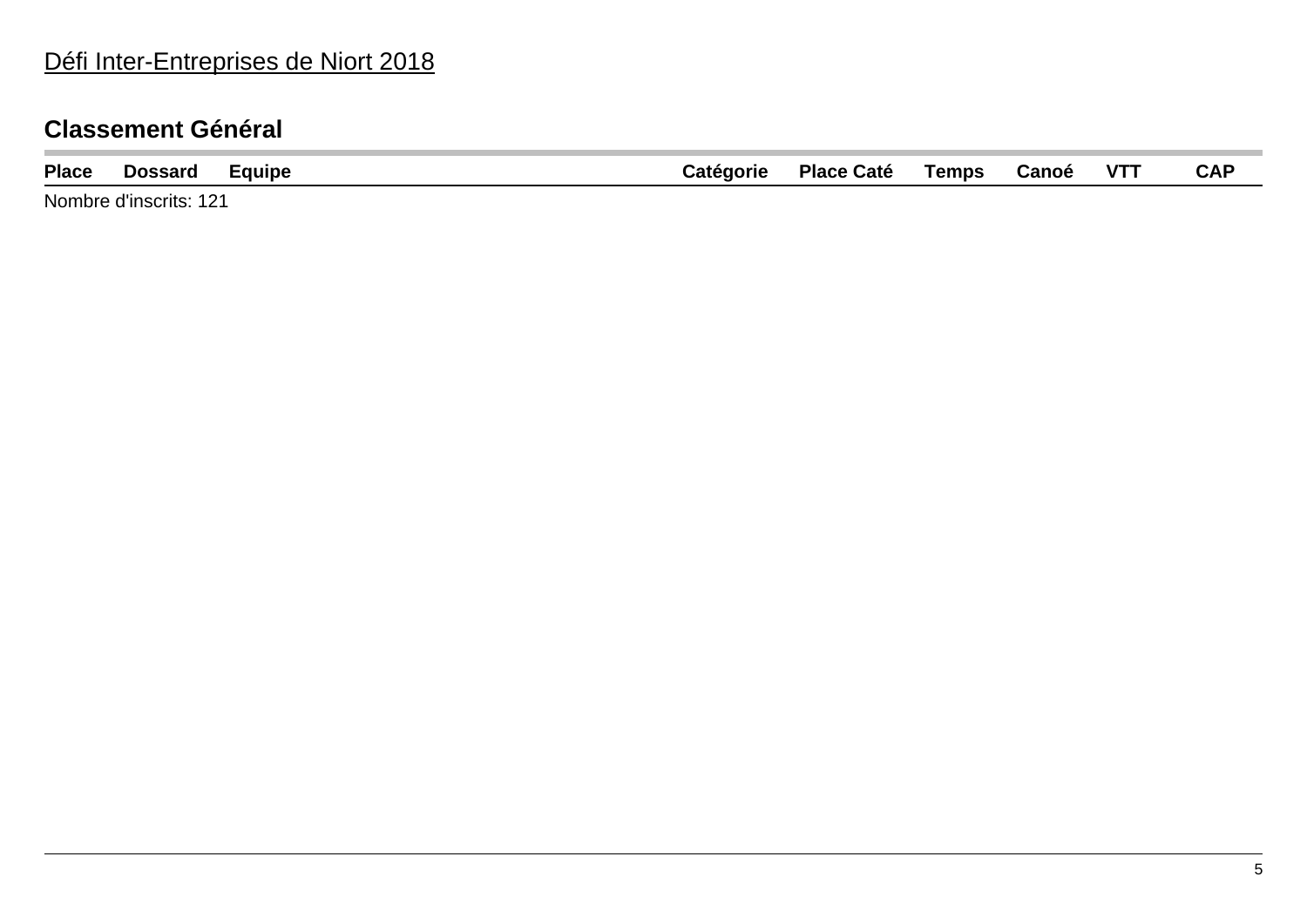Défi Inter-Entreprises de Niort 2018

## Classement Général

| Place | Dossard | Equipe | Catégorie | Place Caté | Temps | Canoé | VTT | CAP |
|---|---|---|---|---|---|---|---|---|

Nombre d'inscrits: 121